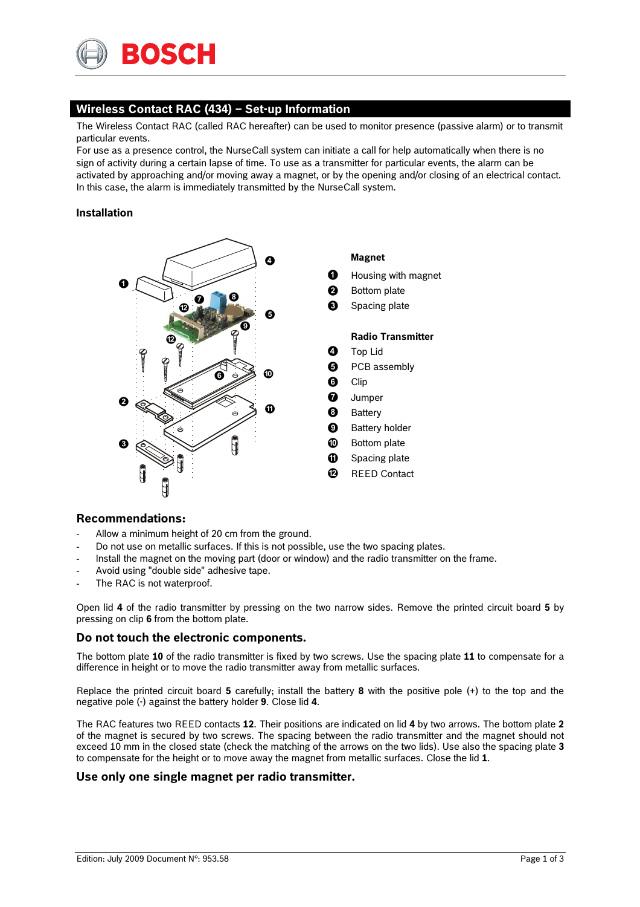## Wireless Contact RAC (434) – Set-up Information

The Wireless Contact RAC (called RAC hereafter) can be used to monitor presence (passive alarm) or to transmit particular events.
For use as a presence control, the NurseCall system can initiate a call for help automatically when there is no sign of activity during a certain lapse of time. To use as a transmitter for particular events, the alarm can be activated by approaching and/or moving away a magnet, or by the opening and/or closing of an electrical contact. In this case, the alarm is immediately transmitted by the NurseCall system.

### Installation

**Magnet**

1. Housing with magnet
2. Bottom plate
3. Spacing plate

**Radio Transmitter**

4. Top Lid
5. PCB assembly
6. Clip
7. Jumper
8. Battery
9. Battery holder
10. Bottom plate
11. Spacing plate
12. REED Contact

### Recommendations:

- Allow a minimum height of 20 cm from the ground.
- Do not use on metallic surfaces. If this is not possible, use the two spacing plates.
- Install the magnet on the moving part (door or window) and the radio transmitter on the frame.
- Avoid using "double side" adhesive tape.
- The RAC is not waterproof.

Open lid **4** of the radio transmitter by pressing on the two narrow sides. Remove the printed circuit board **5** by pressing on clip **6** from the bottom plate.

### Do not touch the electronic components.

The bottom plate **10** of the radio transmitter is fixed by two screws. Use the spacing plate **11** to compensate for a difference in height or to move the radio transmitter away from metallic surfaces.

Replace the printed circuit board **5** carefully; install the battery **8** with the positive pole (+) to the top and the negative pole (-) against the battery holder **9**. Close lid **4**.

The RAC features two REED contacts **12**. Their positions are indicated on lid **4** by two arrows. The bottom plate **2** of the magnet is secured by two screws. The spacing between the radio transmitter and the magnet should not exceed 10 mm in the closed state (check the matching of the arrows on the two lids). Use also the spacing plate **3** to compensate for the height or to move away the magnet from metallic surfaces. Close the lid **1**.

### Use only one single magnet per radio transmitter.

Edition: July 2009 Document N°: 953.58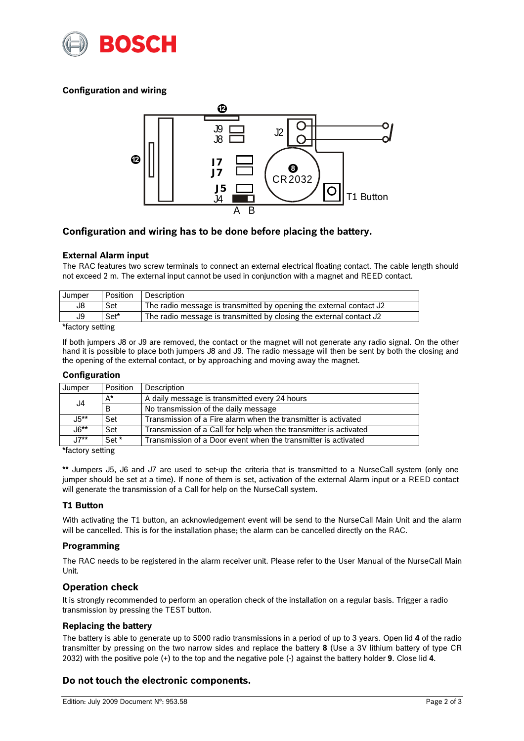## Configuration and wiring

### Configuration and wiring has to be done before placing the battery.

### External Alarm input

The RAC features two screw terminals to connect an external electrical floating contact. The cable length should not exceed 2 m. The external input cannot be used in conjunction with a magnet and REED contact.

| Jumper | Position | Description |
|---|---|---|
| J8 | Set | The radio message is transmitted by opening the external contact J2 |
| J9 | Set* | The radio message is transmitted by closing the external contact J2 |

*factory setting

If both jumpers J8 or J9 are removed, the contact or the magnet will not generate any radio signal. On the other hand it is possible to place both jumpers J8 and J9. The radio message will then be sent by both the closing and the opening of the external contact, or by approaching and moving away the magnet.

### Configuration

| Jumper | Position | Description |
|---|---|---|
| J4 | A* | A daily message is transmitted every 24 hours |
| | B | No transmission of the daily message |
| J5** | Set | Transmission of a Fire alarm when the transmitter is activated |
| J6** | Set | Transmission of a Call for help when the transmitter is activated |
| J7** | Set * | Transmission of a Door event when the transmitter is activated |

*factory setting

** Jumpers J5, J6 and J7 are used to set-up the criteria that is transmitted to a NurseCall system (only one jumper should be set at a time). If none of them is set, activation of the external Alarm input or a REED contact will generate the transmission of a Call for help on the NurseCall system.

### T1 Button

With activating the T1 button, an acknowledgement event will be send to the NurseCall Main Unit and the alarm will be cancelled. This is for the installation phase; the alarm can be cancelled directly on the RAC.

### Programming

The RAC needs to be registered in the alarm receiver unit. Please refer to the User Manual of the NurseCall Main Unit.

### Operation check

It is strongly recommended to perform an operation check of the installation on a regular basis. Trigger a radio transmission by pressing the TEST button.

### Replacing the battery

The battery is able to generate up to 5000 radio transmissions in a period of up to 3 years. Open lid **4** of the radio transmitter by pressing on the two narrow sides and replace the battery **8** (Use a 3V lithium battery of type CR 2032) with the positive pole (+) to the top and the negative pole (-) against the battery holder **9**. Close lid **4**.

### Do not touch the electronic components.

Edition: July 2009 Document N°: 953.58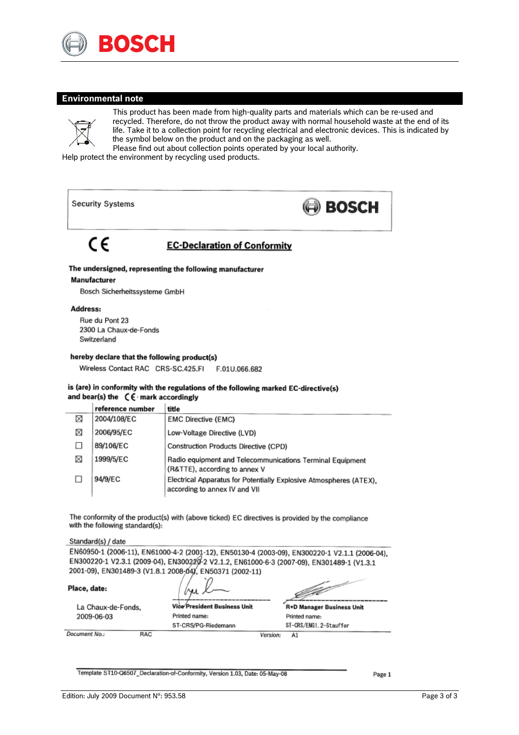## Environmental note

This product has been made from high-quality parts and materials which can be re-used and recycled. Therefore, do not throw the product away with normal household waste at the end of its life. Take it to a collection point for recycling electrical and electronic devices. This is indicated by the symbol below on the product and on the packaging as well.
Please find out about collection points operated by your local authority.
Help protect the environment by recycling used products.

Security Systems

BOSCH

CE

# EC-Declaration of Conformity

**The undersigned, representing the following manufacturer**

**Manufacturer**

Bosch Sicherheitssysteme GmbH

**Address:**

Rue du Pont 23
2300 La Chaux-de-Fonds
Switzerland

**hereby declare that the following product(s)**

Wireless Contact RAC CRS-SC.425.FI F.01U.066.682

**is (are) in conformity with the regulations of the following marked EC-directive(s) and bear(s) the CE mark accordingly**

| | reference number | title |
|---|---|---|
| ☒ | 2004/108/EC | EMC Directive (EMC) |
| ☒ | 2006/95/EC | Low-Voltage Directive (LVD) |
| ☐ | 89/106/EC | Construction Products Directive (CPD) |
| ☒ | 1999/5/EC | Radio equipment and Telecommunications Terminal Equipment (R&TTE), according to annex V |
| ☐ | 94/9/EC | Electrical Apparatus for Potentially Explosive Atmospheres (ATEX), according to annex IV and VII |

The conformity of the product(s) with (above ticked) EC directives is provided by the compliance with the following standard(s):

Standard(s) / date

EN60950-1 (2006-11), EN61000-4-2 (2001-12), EN50130-4 (2003-09), EN300220-1 V2.1.1 (2006-04), EN300220-1 V2.3.1 (2009-04), EN300220-2 V2.1.2, EN61000-6-3 (2007-09), EN301489-1 (V1.3.1 2001-09), EN301489-3 (V1.8.1 2008-04), EN50371 (2002-11)

**Place, date:**

La Chaux-de-Fonds,
2009-06-03

**Vice President Business Unit**
Printed name:
ST-CRS/PG-Riedemann

**R+D Manager Business Unit**
Printed name:
ST-CRS/ENG1, 2-Stauffer

*Document No.:* RAC *Version:* A1

Template ST10-Q6507_Declaration-of-Conformity, Version 1.03, Date: 05-May-08 Page 1

Edition: July 2009 Document N°: 953.58